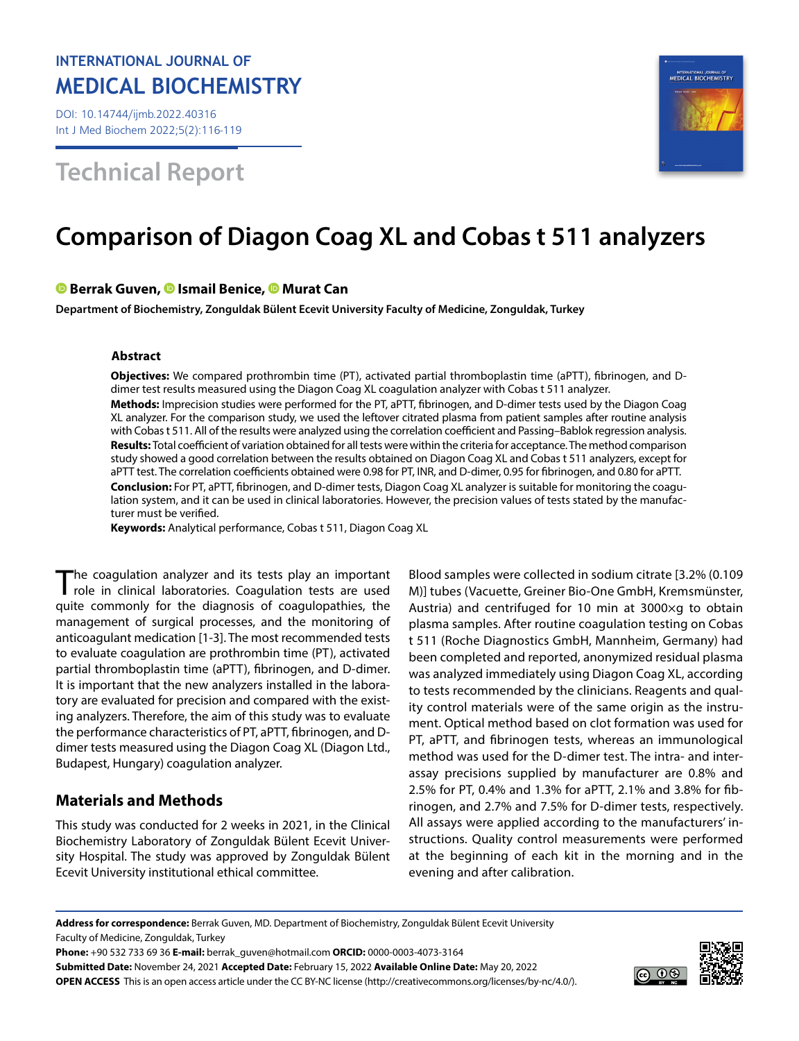INTERNATIONAL JOURNAL OF
MEDICAL BIOCHEMISTRY

DOI: 10.14744/ijmb.2022.40316

Technical Report

# Comparison of Diagon Coag XL and Cobas t 511 analyzers

**Berrak Guven, Ismail Benice, Murat Can**

**Department of Biochemistry, Zonguldak Bülent Ecevit University Faculty of Medicine, Zonguldak, Turkey**

### Abstract

**Objectives:** We compared prothrombin time (PT), activated partial thromboplastin time (aPTT), fibrinogen, and D-dimer test results measured using the Diagon Coag XL coagulation analyzer with Cobas t 511 analyzer.

**Methods:** Imprecision studies were performed for the PT, aPTT, fibrinogen, and D-dimer tests used by the Diagon Coag XL analyzer. For the comparison study, we used the leftover citrated plasma from patient samples after routine analysis with Cobas t 511. All of the results were analyzed using the correlation coefficient and Passing–Bablok regression analysis.

**Results:** Total coefficient of variation obtained for all tests were within the criteria for acceptance. The method comparison study showed a good correlation between the results obtained on Diagon Coag XL and Cobas t 511 analyzers, except for aPTT test. The correlation coefficients obtained were 0.98 for PT, INR, and D-dimer, 0.95 for fibrinogen, and 0.80 for aPTT.

**Conclusion:** For PT, aPTT, fibrinogen, and D-dimer tests, Diagon Coag XL analyzer is suitable for monitoring the coagulation system, and it can be used in clinical laboratories. However, the precision values of tests stated by the manufacturer must be verified.

**Keywords:** Analytical performance, Cobas t 511, Diagon Coag XL

The coagulation analyzer and its tests play an important role in clinical laboratories. Coagulation tests are used quite commonly for the diagnosis of coagulopathies, the management of surgical processes, and the monitoring of anticoagulant medication [1-3]. The most recommended tests to evaluate coagulation are prothrombin time (PT), activated partial thromboplastin time (aPTT), fibrinogen, and D-dimer. It is important that the new analyzers installed in the laboratory are evaluated for precision and compared with the existing analyzers. Therefore, the aim of this study was to evaluate the performance characteristics of PT, aPTT, fibrinogen, and D-dimer tests measured using the Diagon Coag XL (Diagon Ltd., Budapest, Hungary) coagulation analyzer.

## Materials and Methods

This study was conducted for 2 weeks in 2021, in the Clinical Biochemistry Laboratory of Zonguldak Bülent Ecevit University Hospital. The study was approved by Zonguldak Bülent Ecevit University institutional ethical committee.

Blood samples were collected in sodium citrate [3.2% (0.109 M)] tubes (Vacuette, Greiner Bio-One GmbH, Kremsmünster, Austria) and centrifuged for 10 min at 3000×g to obtain plasma samples. After routine coagulation testing on Cobas t 511 (Roche Diagnostics GmbH, Mannheim, Germany) had been completed and reported, anonymized residual plasma was analyzed immediately using Diagon Coag XL, according to tests recommended by the clinicians. Reagents and quality control materials were of the same origin as the instrument. Optical method based on clot formation was used for PT, aPTT, and fibrinogen tests, whereas an immunological method was used for the D-dimer test. The intra- and inter-assay precisions supplied by manufacturer are 0.8% and 2.5% for PT, 0.4% and 1.3% for aPTT, 2.1% and 3.8% for fibrinogen, and 2.7% and 7.5% for D-dimer tests, respectively. All assays were applied according to the manufacturers' instructions. Quality control measurements were performed at the beginning of each kit in the morning and in the evening and after calibration.

**Address for correspondence:** Berrak Guven, MD. Department of Biochemistry, Zonguldak Bülent Ecevit University Faculty of Medicine, Zonguldak, Turkey

**Phone:** +90 532 733 69 36 **E-mail:** berrak_guven@hotmail.com **ORCID:** 0000-0003-4073-3164

**Submitted Date:** November 24, 2021 **Accepted Date:** February 15, 2022 **Available Online Date:** May 20, 2022

**OPEN ACCESS** This is an open access article under the CC BY-NC license (http://creativecommons.org/licenses/by-nc/4.0/).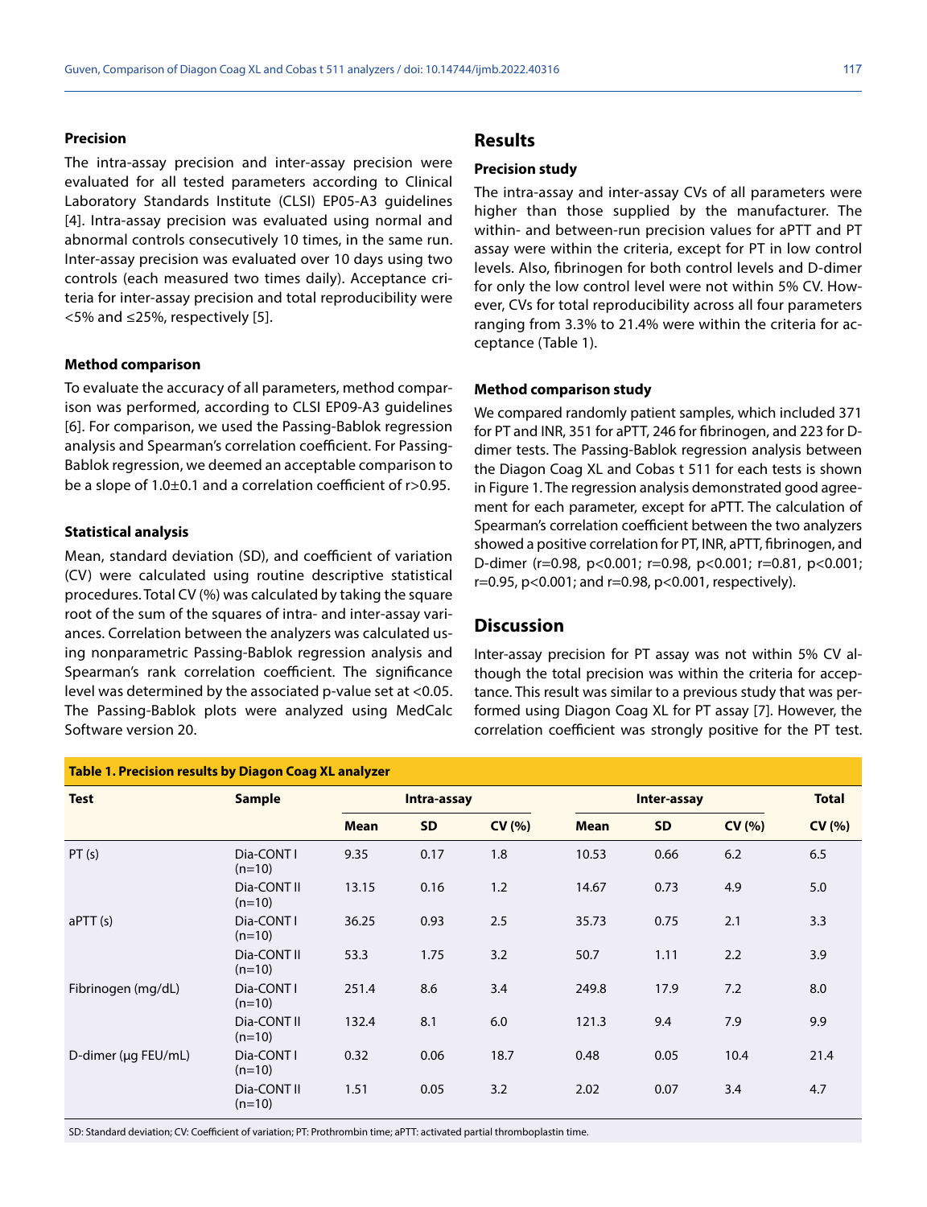### Precision

The intra-assay precision and inter-assay precision were evaluated for all tested parameters according to Clinical Laboratory Standards Institute (CLSI) EP05-A3 guidelines [4]. Intra-assay precision was evaluated using normal and abnormal controls consecutively 10 times, in the same run. Inter-assay precision was evaluated over 10 days using two controls (each measured two times daily). Acceptance criteria for inter-assay precision and total reproducibility were <5% and ≤25%, respectively [5].

### Method comparison

To evaluate the accuracy of all parameters, method comparison was performed, according to CLSI EP09-A3 guidelines [6]. For comparison, we used the Passing-Bablok regression analysis and Spearman's correlation coefficient. For Passing-Bablok regression, we deemed an acceptable comparison to be a slope of 1.0±0.1 and a correlation coefficient of r>0.95.

### Statistical analysis

Mean, standard deviation (SD), and coefficient of variation (CV) were calculated using routine descriptive statistical procedures. Total CV (%) was calculated by taking the square root of the sum of the squares of intra- and inter-assay variances. Correlation between the analyzers was calculated using nonparametric Passing-Bablok regression analysis and Spearman's rank correlation coefficient. The significance level was determined by the associated p-value set at <0.05. The Passing-Bablok plots were analyzed using MedCalc Software version 20.

## Results

### Precision study

The intra-assay and inter-assay CVs of all parameters were higher than those supplied by the manufacturer. The within- and between-run precision values for aPTT and PT assay were within the criteria, except for PT in low control levels. Also, fibrinogen for both control levels and D-dimer for only the low control level were not within 5% CV. However, CVs for total reproducibility across all four parameters ranging from 3.3% to 21.4% were within the criteria for acceptance (Table 1).

### Method comparison study

We compared randomly patient samples, which included 371 for PT and INR, 351 for aPTT, 246 for fibrinogen, and 223 for D-dimer tests. The Passing-Bablok regression analysis between the Diagon Coag XL and Cobas t 511 for each tests is shown in Figure 1. The regression analysis demonstrated good agreement for each parameter, except for aPTT. The calculation of Spearman's correlation coefficient between the two analyzers showed a positive correlation for PT, INR, aPTT, fibrinogen, and D-dimer (r=0.98, p<0.001; r=0.98, p<0.001; r=0.81, p<0.001; r=0.95, p<0.001; and r=0.98, p<0.001, respectively).

## Discussion

Inter-assay precision for PT assay was not within 5% CV although the total precision was within the criteria for acceptance. This result was similar to a previous study that was performed using Diagon Coag XL for PT assay [7]. However, the correlation coefficient was strongly positive for the PT test.

**Table 1. Precision results by Diagon Coag XL analyzer**

| Test | Sample | Intra-assay | | | Inter-assay | | | Total |
|---|---|---|---|---|---|---|---|---|
| | | Mean | SD | CV (%) | Mean | SD | CV (%) | CV (%) |
| PT (s) | Dia-CONT I (n=10) | 9.35 | 0.17 | 1.8 | 10.53 | 0.66 | 6.2 | 6.5 |
| | Dia-CONT II (n=10) | 13.15 | 0.16 | 1.2 | 14.67 | 0.73 | 4.9 | 5.0 |
| aPTT (s) | Dia-CONT I (n=10) | 36.25 | 0.93 | 2.5 | 35.73 | 0.75 | 2.1 | 3.3 |
| | Dia-CONT II (n=10) | 53.3 | 1.75 | 3.2 | 50.7 | 1.11 | 2.2 | 3.9 |
| Fibrinogen (mg/dL) | Dia-CONT I (n=10) | 251.4 | 8.6 | 3.4 | 249.8 | 17.9 | 7.2 | 8.0 |
| | Dia-CONT II (n=10) | 132.4 | 8.1 | 6.0 | 121.3 | 9.4 | 7.9 | 9.9 |
| D-dimer (µg FEU/mL) | Dia-CONT I (n=10) | 0.32 | 0.06 | 18.7 | 0.48 | 0.05 | 10.4 | 21.4 |
| | Dia-CONT II (n=10) | 1.51 | 0.05 | 3.2 | 2.02 | 0.07 | 3.4 | 4.7 |

SD: Standard deviation; CV: Coefficient of variation; PT: Prothrombin time; aPTT: activated partial thromboplastin time.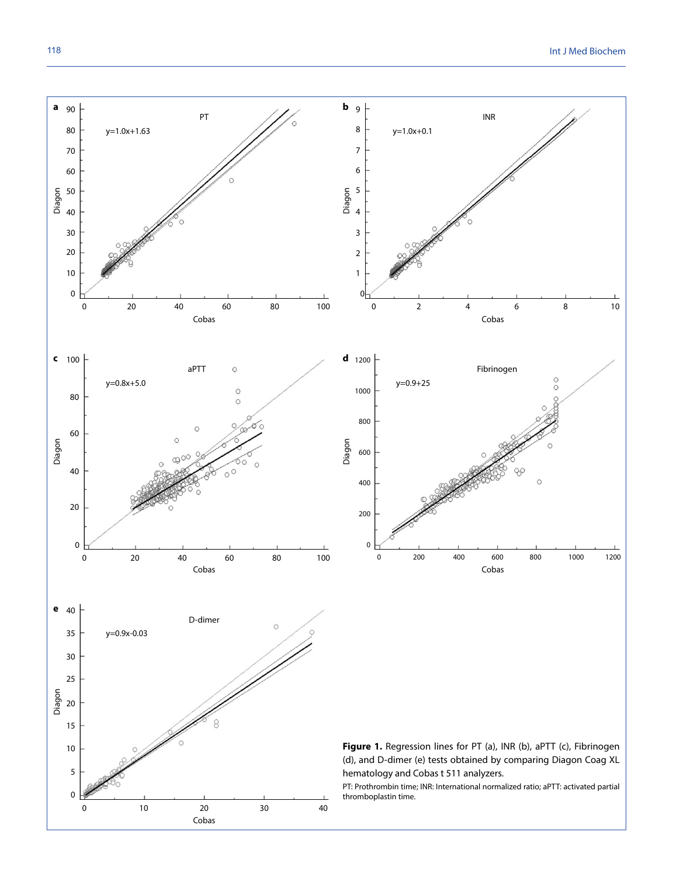**Figure 1.** Regression lines for PT (a), INR (b), aPTT (c), Fibrinogen (d), and D-dimer (e) tests obtained by comparing Diagon Coag XL hematology and Cobas t 511 analyzers.

PT: Prothrombin time; INR: International normalized ratio; aPTT: activated partial thromboplastin time.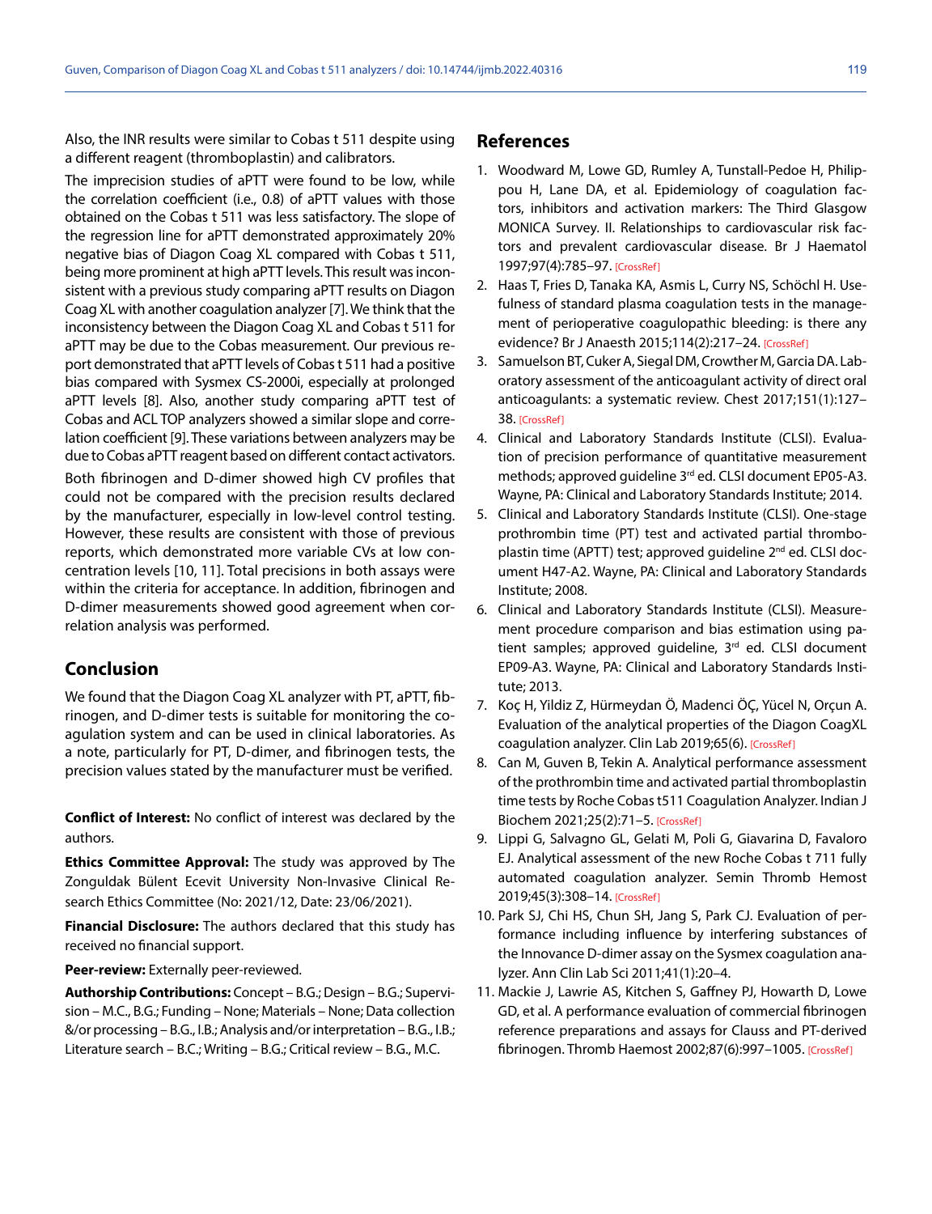Also, the INR results were similar to Cobas t 511 despite using a different reagent (thromboplastin) and calibrators.

The imprecision studies of aPTT were found to be low, while the correlation coefficient (i.e., 0.8) of aPTT values with those obtained on the Cobas t 511 was less satisfactory. The slope of the regression line for aPTT demonstrated approximately 20% negative bias of Diagon Coag XL compared with Cobas t 511, being more prominent at high aPTT levels. This result was inconsistent with a previous study comparing aPTT results on Diagon Coag XL with another coagulation analyzer [7]. We think that the inconsistency between the Diagon Coag XL and Cobas t 511 for aPTT may be due to the Cobas measurement. Our previous report demonstrated that aPTT levels of Cobas t 511 had a positive bias compared with Sysmex CS-2000i, especially at prolonged aPTT levels [8]. Also, another study comparing aPTT test of Cobas and ACL TOP analyzers showed a similar slope and correlation coefficient [9]. These variations between analyzers may be due to Cobas aPTT reagent based on different contact activators.

Both fibrinogen and D-dimer showed high CV profiles that could not be compared with the precision results declared by the manufacturer, especially in low-level control testing. However, these results are consistent with those of previous reports, which demonstrated more variable CVs at low concentration levels [10, 11]. Total precisions in both assays were within the criteria for acceptance. In addition, fibrinogen and D-dimer measurements showed good agreement when correlation analysis was performed.

## Conclusion

We found that the Diagon Coag XL analyzer with PT, aPTT, fibrinogen, and D-dimer tests is suitable for monitoring the coagulation system and can be used in clinical laboratories. As a note, particularly for PT, D-dimer, and fibrinogen tests, the precision values stated by the manufacturer must be verified.

**Conflict of Interest:** No conflict of interest was declared by the authors.

**Ethics Committee Approval:** The study was approved by The Zonguldak Bülent Ecevit University Non-Invasive Clinical Research Ethics Committee (No: 2021/12, Date: 23/06/2021).

**Financial Disclosure:** The authors declared that this study has received no financial support.

**Peer-review:** Externally peer-reviewed.

**Authorship Contributions:** Concept – B.G.; Design – B.G.; Supervision – M.C., B.G.; Funding – None; Materials – None; Data collection &/or processing – B.G., I.B.; Analysis and/or interpretation – B.G., I.B.; Literature search – B.C.; Writing – B.G.; Critical review – B.G., M.C.

## References

1. Woodward M, Lowe GD, Rumley A, Tunstall-Pedoe H, Philippou H, Lane DA, et al. Epidemiology of coagulation factors, inhibitors and activation markers: The Third Glasgow MONICA Survey. II. Relationships to cardiovascular risk factors and prevalent cardiovascular disease. Br J Haematol 1997;97(4):785–97. [CrossRef]
2. Haas T, Fries D, Tanaka KA, Asmis L, Curry NS, Schöchl H. Usefulness of standard plasma coagulation tests in the management of perioperative coagulopathic bleeding: is there any evidence? Br J Anaesth 2015;114(2):217–24. [CrossRef]
3. Samuelson BT, Cuker A, Siegal DM, Crowther M, Garcia DA. Laboratory assessment of the anticoagulant activity of direct oral anticoagulants: a systematic review. Chest 2017;151(1):127–38. [CrossRef]
4. Clinical and Laboratory Standards Institute (CLSI). Evaluation of precision performance of quantitative measurement methods; approved guideline 3rd ed. CLSI document EP05-A3. Wayne, PA: Clinical and Laboratory Standards Institute; 2014.
5. Clinical and Laboratory Standards Institute (CLSI). One-stage prothrombin time (PT) test and activated partial thromboplastin time (APTT) test; approved guideline 2nd ed. CLSI document H47-A2. Wayne, PA: Clinical and Laboratory Standards Institute; 2008.
6. Clinical and Laboratory Standards Institute (CLSI). Measurement procedure comparison and bias estimation using patient samples; approved guideline, 3rd ed. CLSI document EP09-A3. Wayne, PA: Clinical and Laboratory Standards Institute; 2013.
7. Koç H, Yildiz Z, Hürmeydan Ö, Madenci ÖÇ, Yücel N, Orçun A. Evaluation of the analytical properties of the Diagon CoagXL coagulation analyzer. Clin Lab 2019;65(6). [CrossRef]
8. Can M, Guven B, Tekin A. Analytical performance assessment of the prothrombin time and activated partial thromboplastin time tests by Roche Cobas t511 Coagulation Analyzer. Indian J Biochem 2021;25(2):71–5. [CrossRef]
9. Lippi G, Salvagno GL, Gelati M, Poli G, Giavarina D, Favaloro EJ. Analytical assessment of the new Roche Cobas t 711 fully automated coagulation analyzer. Semin Thromb Hemost 2019;45(3):308–14. [CrossRef]
10. Park SJ, Chi HS, Chun SH, Jang S, Park CJ. Evaluation of performance including influence by interfering substances of the Innovance D-dimer assay on the Sysmex coagulation analyzer. Ann Clin Lab Sci 2011;41(1):20–4.
11. Mackie J, Lawrie AS, Kitchen S, Gaffney PJ, Howarth D, Lowe GD, et al. A performance evaluation of commercial fibrinogen reference preparations and assays for Clauss and PT-derived fibrinogen. Thromb Haemost 2002;87(6):997–1005. [CrossRef]